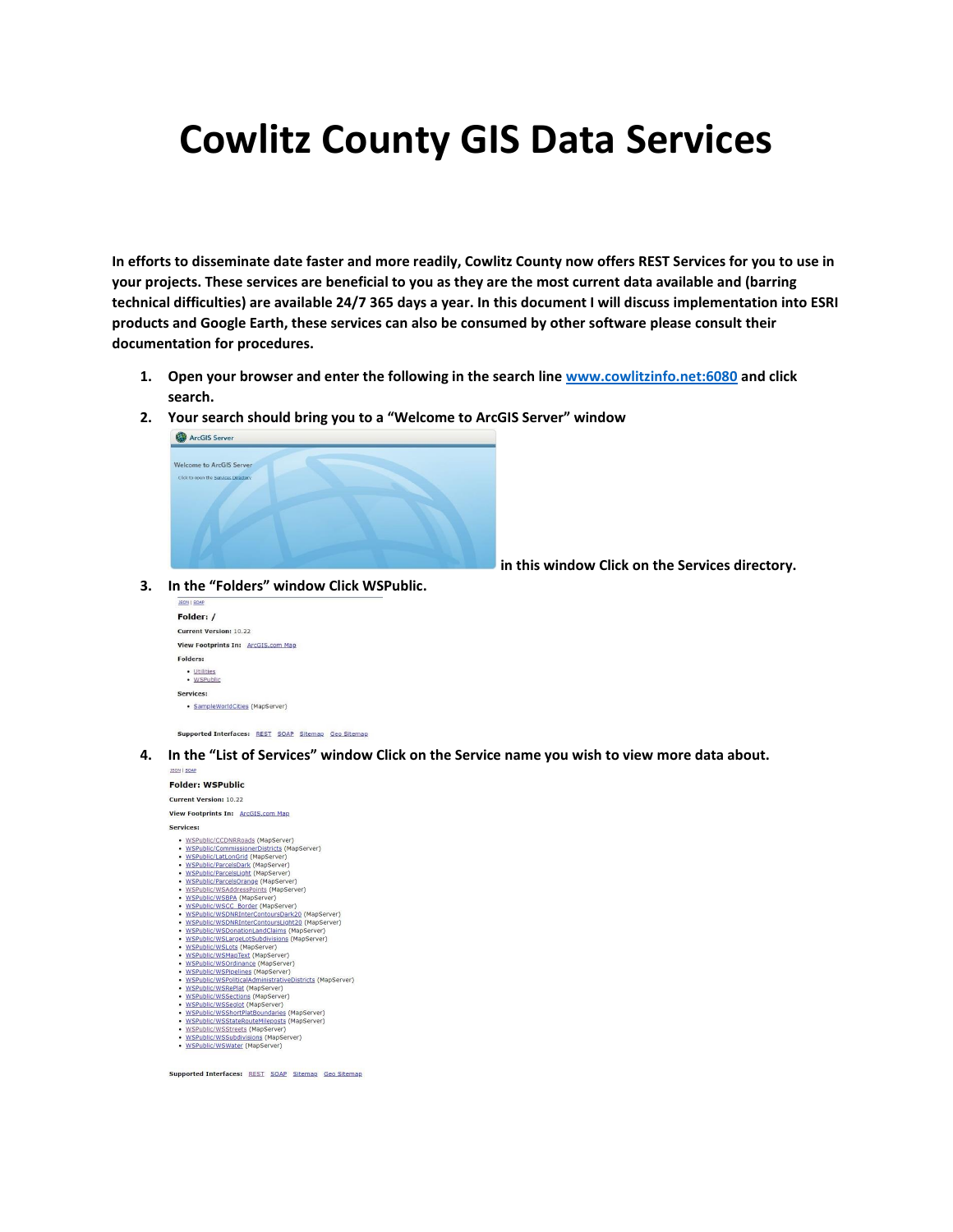# Cowlitz County GIS Data Services

**In efforts to disseminate date faster and more readily, Cowlitz County now offers REST Services for you to use in your projects. These services are beneficial to you as they are the most current data available and (barring technical difficulties) are available 24/7 365 days a year. In this document I will discuss implementation into ESRI products and Google Earth, these services can also be consumed by other software please consult their documentation for procedures.**

1. **Open your browser and enter the following in the search line [www.cowlitzinfo.net:6080](www.cowlitzinfo.net:6080) and click search.**
2. **Your search should bring you to a "Welcome to ArcGIS Server" window**

   ArcGIS Server

   Welcome to ArcGIS Server

   Click to open the Services Directory

   **in this window Click on the Services directory.**
3. **In the "Folders" window Click WSPublic.**

   JSON | SOAP

   **Folder: /**

   **Current Version:** 10.22

   **View Footprints In:** ArcGIS.com Map

   **Folders:**

   - Utilities
   - WSPublic

   **Services:**

   - SampleWorldCities (MapServer)

   **Supported Interfaces:** REST SOAP Sitemap Geo Sitemap
4. **In the "List of Services" window Click on the Service name you wish to view more data about.**

   JSON | SOAP

   **Folder: WSPublic**

   **Current Version:** 10.22

   **View Footprints In:** ArcGIS.com Map

   **Services:**

   - WSPublic/CCDNRRoads (MapServer)
   - WSPublic/CommissionerDistricts (MapServer)
   - WSPublic/LatLonGrid (MapServer)
   - WSPublic/ParcelsDark (MapServer)
   - WSPublic/ParcelsLight (MapServer)
   - WSPublic/ParcelsOrange (MapServer)
   - WSPublic/WSAddressPoints (MapServer)
   - WSPublic/WSBPA (MapServer)
   - WSPublic/WSCC_Border (MapServer)
   - WSPublic/WSDNRInterContoursDark20 (MapServer)
   - WSPublic/WSDNRInterContoursLight20 (MapServer)
   - WSPublic/WSDonationLandClaims (MapServer)
   - WSPublic/WSLargeLotSubdivisions (MapServer)
   - WSPublic/WSLots (MapServer)
   - WSPublic/WSMapText (MapServer)
   - WSPublic/WSOrdinance (MapServer)
   - WSPublic/WSPipelines (MapServer)
   - WSPublic/WSPoliticalAdministrativeDistricts (MapServer)
   - WSPublic/WSRePlat (MapServer)
   - WSPublic/WSSections (MapServer)
   - WSPublic/WSSeglot (MapServer)
   - WSPublic/WSShortPlatBoundaries (MapServer)
   - WSPublic/WSStateRouteMileposts (MapServer)
   - WSPublic/WSStreets (MapServer)
   - WSPublic/WSSubdivisions (MapServer)
   - WSPublic/WSWater (MapServer)

   **Supported Interfaces:** REST SOAP Sitemap Geo Sitemap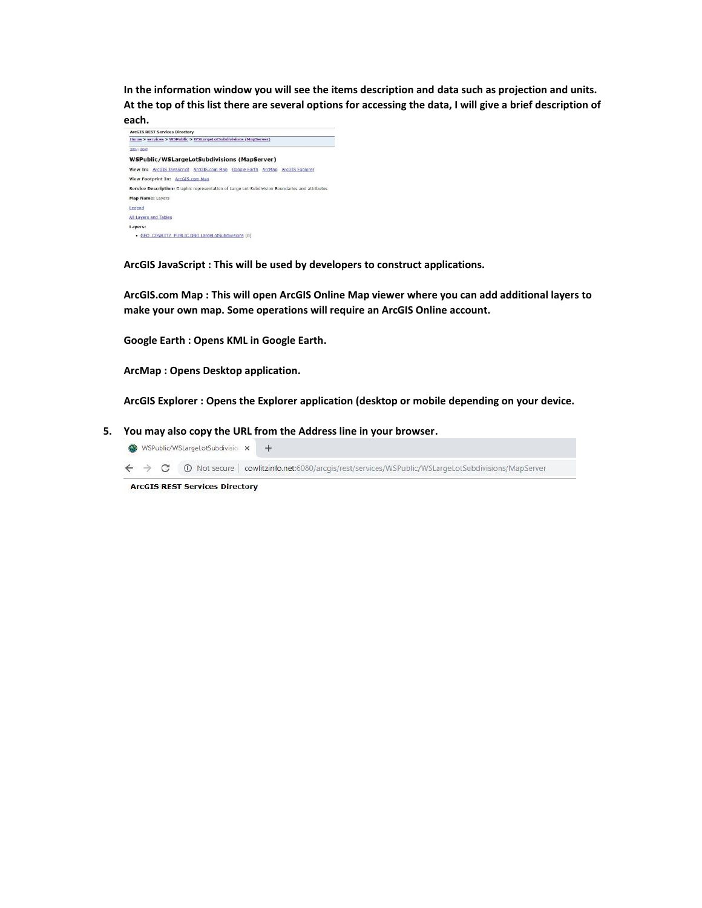**In the information window you will see the items description and data such as projection and units. At the top of this list there are several options for accessing the data, I will give a brief description of each.**

ArcGIS REST Services Directory

Home > services > WSPublic > WSLargeLotSubdivisions (MapServer)

JSON | SOAP

**WSPublic/WSLargeLotSubdivisions (MapServer)**

**View In:** ArcGIS JavaScript ArcGIS.com Map Google Earth ArcMap ArcGIS Explorer

**View Footprint In:** ArcGIS.com Map

**Service Description:** Graphic representation of Large Lot Subdivision Boundaries and attributes

**Map Name:** Layers

Legend

All Layers and Tables

**Layers:**

- GEO_COWLITZ_PUBLIC.DBO.LargeLotSubdivisions (0)

**ArcGIS JavaScript : This will be used by developers to construct applications.**

**ArcGIS.com Map : This will open ArcGIS Online Map viewer where you can add additional layers to make your own map. Some operations will require an ArcGIS Online account.**

**Google Earth : Opens KML in Google Earth.**

**ArcMap : Opens Desktop application.**

**ArcGIS Explorer : Opens the Explorer application (desktop or mobile depending on your device.**

5. **You may also copy the URL from the Address line in your browser.**

WSPublic/WSLargeLotSubdivisio

Not secure | cowlitzinfo.net:6080/arcgis/rest/services/WSPublic/WSLargeLotSubdivisions/MapServer

**ArcGIS REST Services Directory**